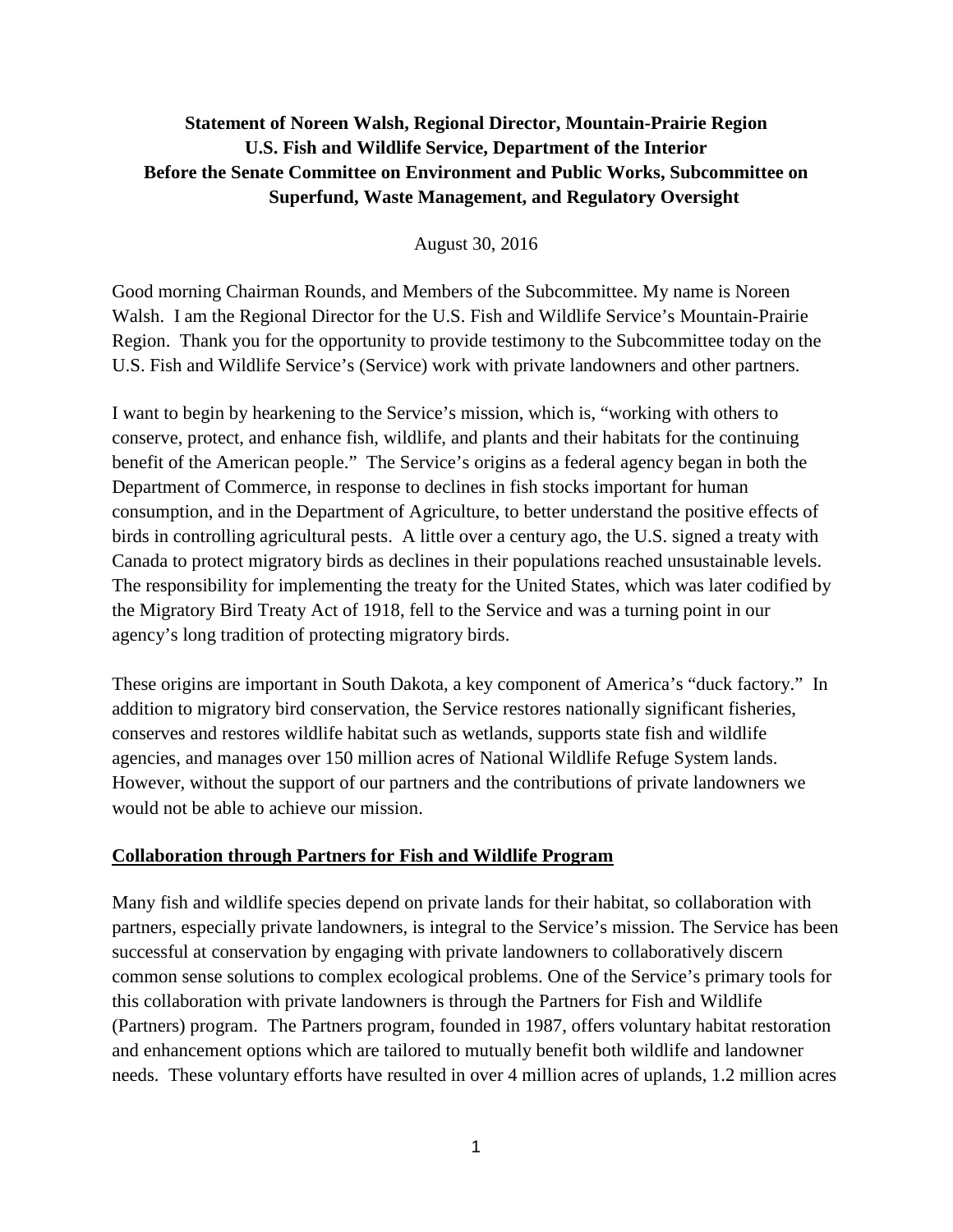**Statement of Noreen Walsh, Regional Director, Mountain-Prairie Region**
**U.S. Fish and Wildlife Service, Department of the Interior**
**Before the Senate Committee on Environment and Public Works, Subcommittee on Superfund, Waste Management, and Regulatory Oversight**

August 30, 2016

Good morning Chairman Rounds, and Members of the Subcommittee. My name is Noreen Walsh. I am the Regional Director for the U.S. Fish and Wildlife Service's Mountain-Prairie Region. Thank you for the opportunity to provide testimony to the Subcommittee today on the U.S. Fish and Wildlife Service's (Service) work with private landowners and other partners.

I want to begin by hearkening to the Service's mission, which is, "working with others to conserve, protect, and enhance fish, wildlife, and plants and their habitats for the continuing benefit of the American people." The Service's origins as a federal agency began in both the Department of Commerce, in response to declines in fish stocks important for human consumption, and in the Department of Agriculture, to better understand the positive effects of birds in controlling agricultural pests. A little over a century ago, the U.S. signed a treaty with Canada to protect migratory birds as declines in their populations reached unsustainable levels. The responsibility for implementing the treaty for the United States, which was later codified by the Migratory Bird Treaty Act of 1918, fell to the Service and was a turning point in our agency's long tradition of protecting migratory birds.

These origins are important in South Dakota, a key component of America's "duck factory." In addition to migratory bird conservation, the Service restores nationally significant fisheries, conserves and restores wildlife habitat such as wetlands, supports state fish and wildlife agencies, and manages over 150 million acres of National Wildlife Refuge System lands. However, without the support of our partners and the contributions of private landowners we would not be able to achieve our mission.

## Collaboration through Partners for Fish and Wildlife Program

Many fish and wildlife species depend on private lands for their habitat, so collaboration with partners, especially private landowners, is integral to the Service's mission. The Service has been successful at conservation by engaging with private landowners to collaboratively discern common sense solutions to complex ecological problems. One of the Service's primary tools for this collaboration with private landowners is through the Partners for Fish and Wildlife (Partners) program. The Partners program, founded in 1987, offers voluntary habitat restoration and enhancement options which are tailored to mutually benefit both wildlife and landowner needs. These voluntary efforts have resulted in over 4 million acres of uplands, 1.2 million acres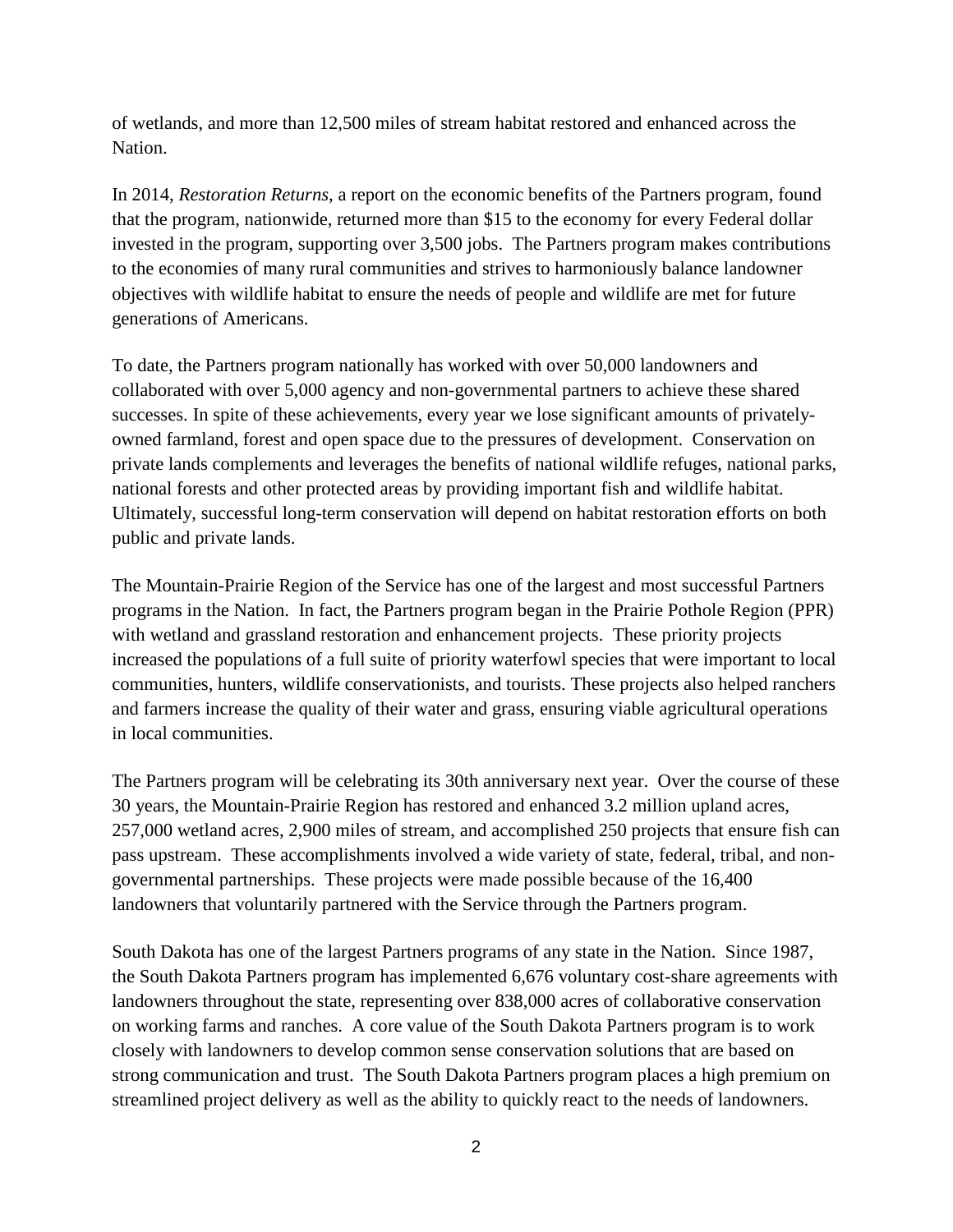of wetlands, and more than 12,500 miles of stream habitat restored and enhanced across the Nation.

In 2014, *Restoration Returns*, a report on the economic benefits of the Partners program, found that the program, nationwide, returned more than $15 to the economy for every Federal dollar invested in the program, supporting over 3,500 jobs. The Partners program makes contributions to the economies of many rural communities and strives to harmoniously balance landowner objectives with wildlife habitat to ensure the needs of people and wildlife are met for future generations of Americans.

To date, the Partners program nationally has worked with over 50,000 landowners and collaborated with over 5,000 agency and non-governmental partners to achieve these shared successes. In spite of these achievements, every year we lose significant amounts of privately-owned farmland, forest and open space due to the pressures of development. Conservation on private lands complements and leverages the benefits of national wildlife refuges, national parks, national forests and other protected areas by providing important fish and wildlife habitat. Ultimately, successful long-term conservation will depend on habitat restoration efforts on both public and private lands.

The Mountain-Prairie Region of the Service has one of the largest and most successful Partners programs in the Nation. In fact, the Partners program began in the Prairie Pothole Region (PPR) with wetland and grassland restoration and enhancement projects. These priority projects increased the populations of a full suite of priority waterfowl species that were important to local communities, hunters, wildlife conservationists, and tourists. These projects also helped ranchers and farmers increase the quality of their water and grass, ensuring viable agricultural operations in local communities.

The Partners program will be celebrating its 30th anniversary next year. Over the course of these 30 years, the Mountain-Prairie Region has restored and enhanced 3.2 million upland acres, 257,000 wetland acres, 2,900 miles of stream, and accomplished 250 projects that ensure fish can pass upstream. These accomplishments involved a wide variety of state, federal, tribal, and non-governmental partnerships. These projects were made possible because of the 16,400 landowners that voluntarily partnered with the Service through the Partners program.

South Dakota has one of the largest Partners programs of any state in the Nation. Since 1987, the South Dakota Partners program has implemented 6,676 voluntary cost-share agreements with landowners throughout the state, representing over 838,000 acres of collaborative conservation on working farms and ranches. A core value of the South Dakota Partners program is to work closely with landowners to develop common sense conservation solutions that are based on strong communication and trust. The South Dakota Partners program places a high premium on streamlined project delivery as well as the ability to quickly react to the needs of landowners.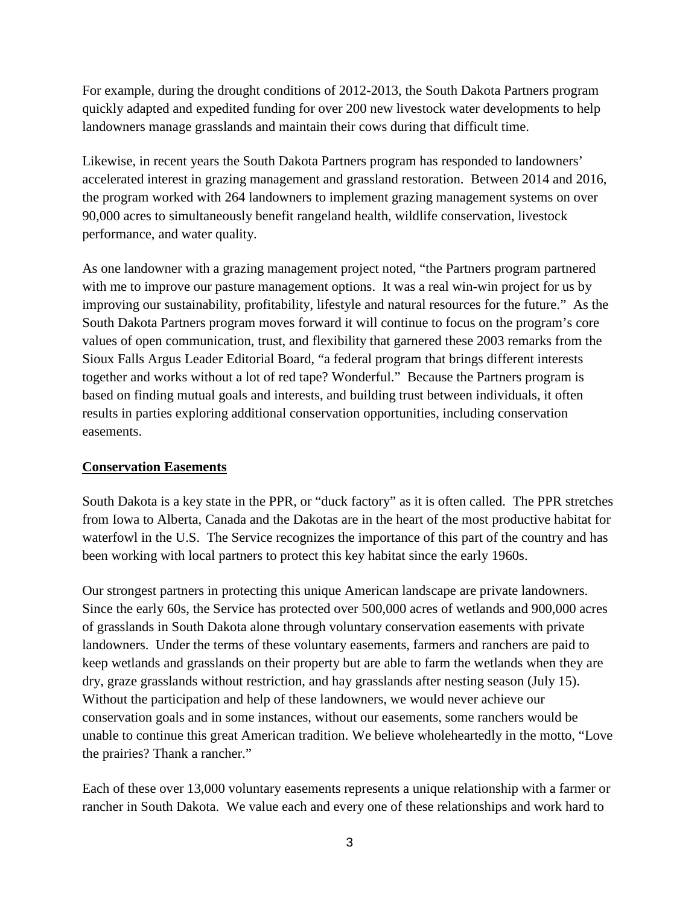For example, during the drought conditions of 2012-2013, the South Dakota Partners program quickly adapted and expedited funding for over 200 new livestock water developments to help landowners manage grasslands and maintain their cows during that difficult time.

Likewise, in recent years the South Dakota Partners program has responded to landowners' accelerated interest in grazing management and grassland restoration. Between 2014 and 2016, the program worked with 264 landowners to implement grazing management systems on over 90,000 acres to simultaneously benefit rangeland health, wildlife conservation, livestock performance, and water quality.

As one landowner with a grazing management project noted, "the Partners program partnered with me to improve our pasture management options. It was a real win-win project for us by improving our sustainability, profitability, lifestyle and natural resources for the future." As the South Dakota Partners program moves forward it will continue to focus on the program's core values of open communication, trust, and flexibility that garnered these 2003 remarks from the Sioux Falls Argus Leader Editorial Board, "a federal program that brings different interests together and works without a lot of red tape? Wonderful." Because the Partners program is based on finding mutual goals and interests, and building trust between individuals, it often results in parties exploring additional conservation opportunities, including conservation easements.

**Conservation Easements**

South Dakota is a key state in the PPR, or "duck factory" as it is often called. The PPR stretches from Iowa to Alberta, Canada and the Dakotas are in the heart of the most productive habitat for waterfowl in the U.S. The Service recognizes the importance of this part of the country and has been working with local partners to protect this key habitat since the early 1960s.

Our strongest partners in protecting this unique American landscape are private landowners. Since the early 60s, the Service has protected over 500,000 acres of wetlands and 900,000 acres of grasslands in South Dakota alone through voluntary conservation easements with private landowners. Under the terms of these voluntary easements, farmers and ranchers are paid to keep wetlands and grasslands on their property but are able to farm the wetlands when they are dry, graze grasslands without restriction, and hay grasslands after nesting season (July 15). Without the participation and help of these landowners, we would never achieve our conservation goals and in some instances, without our easements, some ranchers would be unable to continue this great American tradition. We believe wholeheartedly in the motto, "Love the prairies? Thank a rancher."

Each of these over 13,000 voluntary easements represents a unique relationship with a farmer or rancher in South Dakota. We value each and every one of these relationships and work hard to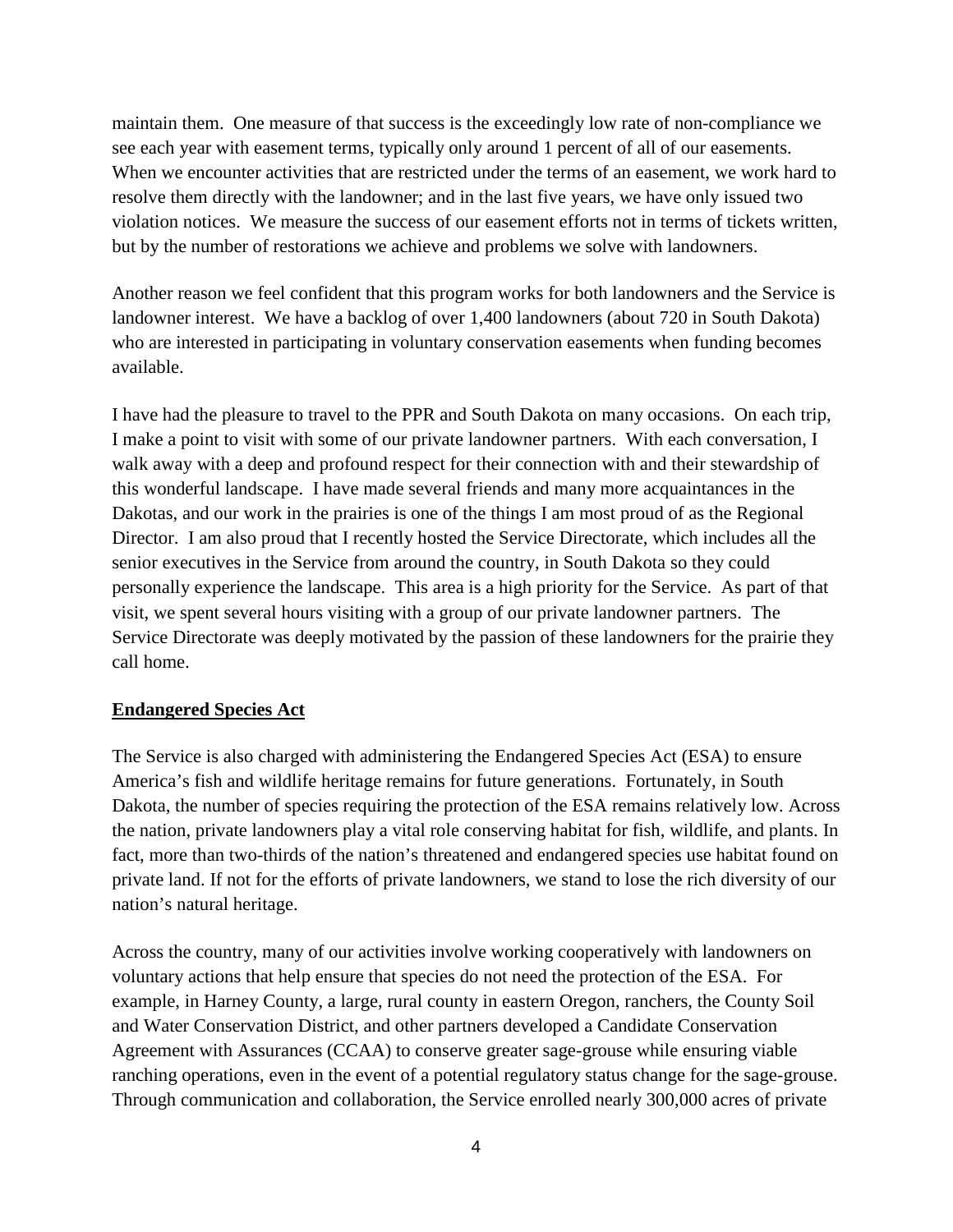maintain them. One measure of that success is the exceedingly low rate of non-compliance we see each year with easement terms, typically only around 1 percent of all of our easements. When we encounter activities that are restricted under the terms of an easement, we work hard to resolve them directly with the landowner; and in the last five years, we have only issued two violation notices. We measure the success of our easement efforts not in terms of tickets written, but by the number of restorations we achieve and problems we solve with landowners.

Another reason we feel confident that this program works for both landowners and the Service is landowner interest. We have a backlog of over 1,400 landowners (about 720 in South Dakota) who are interested in participating in voluntary conservation easements when funding becomes available.

I have had the pleasure to travel to the PPR and South Dakota on many occasions. On each trip, I make a point to visit with some of our private landowner partners. With each conversation, I walk away with a deep and profound respect for their connection with and their stewardship of this wonderful landscape. I have made several friends and many more acquaintances in the Dakotas, and our work in the prairies is one of the things I am most proud of as the Regional Director. I am also proud that I recently hosted the Service Directorate, which includes all the senior executives in the Service from around the country, in South Dakota so they could personally experience the landscape. This area is a high priority for the Service. As part of that visit, we spent several hours visiting with a group of our private landowner partners. The Service Directorate was deeply motivated by the passion of these landowners for the prairie they call home.

## Endangered Species Act

The Service is also charged with administering the Endangered Species Act (ESA) to ensure America's fish and wildlife heritage remains for future generations. Fortunately, in South Dakota, the number of species requiring the protection of the ESA remains relatively low. Across the nation, private landowners play a vital role conserving habitat for fish, wildlife, and plants. In fact, more than two-thirds of the nation's threatened and endangered species use habitat found on private land. If not for the efforts of private landowners, we stand to lose the rich diversity of our nation's natural heritage.

Across the country, many of our activities involve working cooperatively with landowners on voluntary actions that help ensure that species do not need the protection of the ESA. For example, in Harney County, a large, rural county in eastern Oregon, ranchers, the County Soil and Water Conservation District, and other partners developed a Candidate Conservation Agreement with Assurances (CCAA) to conserve greater sage-grouse while ensuring viable ranching operations, even in the event of a potential regulatory status change for the sage-grouse. Through communication and collaboration, the Service enrolled nearly 300,000 acres of private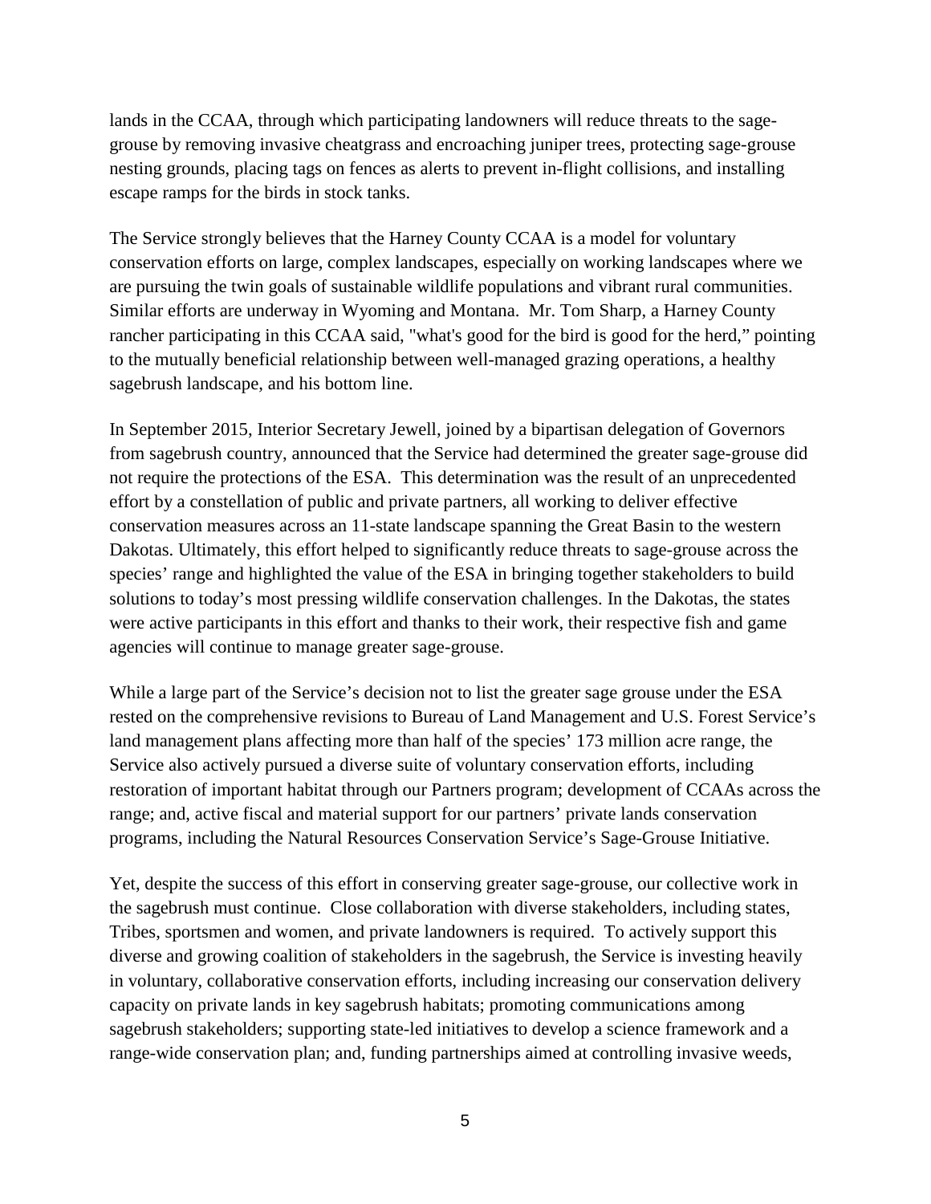lands in the CCAA, through which participating landowners will reduce threats to the sage-grouse by removing invasive cheatgrass and encroaching juniper trees, protecting sage-grouse nesting grounds, placing tags on fences as alerts to prevent in-flight collisions, and installing escape ramps for the birds in stock tanks.

The Service strongly believes that the Harney County CCAA is a model for voluntary conservation efforts on large, complex landscapes, especially on working landscapes where we are pursuing the twin goals of sustainable wildlife populations and vibrant rural communities. Similar efforts are underway in Wyoming and Montana. Mr. Tom Sharp, a Harney County rancher participating in this CCAA said, "what's good for the bird is good for the herd," pointing to the mutually beneficial relationship between well-managed grazing operations, a healthy sagebrush landscape, and his bottom line.

In September 2015, Interior Secretary Jewell, joined by a bipartisan delegation of Governors from sagebrush country, announced that the Service had determined the greater sage-grouse did not require the protections of the ESA. This determination was the result of an unprecedented effort by a constellation of public and private partners, all working to deliver effective conservation measures across an 11-state landscape spanning the Great Basin to the western Dakotas. Ultimately, this effort helped to significantly reduce threats to sage-grouse across the species' range and highlighted the value of the ESA in bringing together stakeholders to build solutions to today's most pressing wildlife conservation challenges. In the Dakotas, the states were active participants in this effort and thanks to their work, their respective fish and game agencies will continue to manage greater sage-grouse.

While a large part of the Service's decision not to list the greater sage grouse under the ESA rested on the comprehensive revisions to Bureau of Land Management and U.S. Forest Service's land management plans affecting more than half of the species' 173 million acre range, the Service also actively pursued a diverse suite of voluntary conservation efforts, including restoration of important habitat through our Partners program; development of CCAAs across the range; and, active fiscal and material support for our partners' private lands conservation programs, including the Natural Resources Conservation Service's Sage-Grouse Initiative.

Yet, despite the success of this effort in conserving greater sage-grouse, our collective work in the sagebrush must continue. Close collaboration with diverse stakeholders, including states, Tribes, sportsmen and women, and private landowners is required. To actively support this diverse and growing coalition of stakeholders in the sagebrush, the Service is investing heavily in voluntary, collaborative conservation efforts, including increasing our conservation delivery capacity on private lands in key sagebrush habitats; promoting communications among sagebrush stakeholders; supporting state-led initiatives to develop a science framework and a range-wide conservation plan; and, funding partnerships aimed at controlling invasive weeds,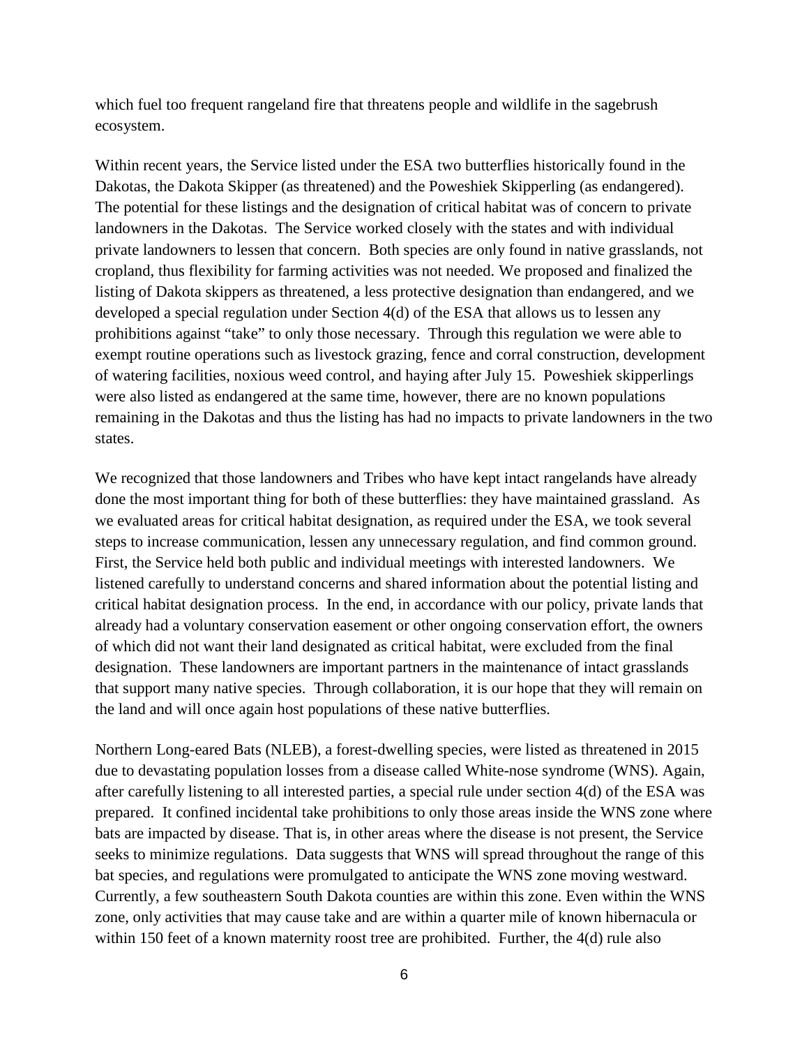which fuel too frequent rangeland fire that threatens people and wildlife in the sagebrush ecosystem.

Within recent years, the Service listed under the ESA two butterflies historically found in the Dakotas, the Dakota Skipper (as threatened) and the Poweshiek Skipperling (as endangered). The potential for these listings and the designation of critical habitat was of concern to private landowners in the Dakotas. The Service worked closely with the states and with individual private landowners to lessen that concern. Both species are only found in native grasslands, not cropland, thus flexibility for farming activities was not needed. We proposed and finalized the listing of Dakota skippers as threatened, a less protective designation than endangered, and we developed a special regulation under Section 4(d) of the ESA that allows us to lessen any prohibitions against "take" to only those necessary. Through this regulation we were able to exempt routine operations such as livestock grazing, fence and corral construction, development of watering facilities, noxious weed control, and haying after July 15. Poweshiek skipperlings were also listed as endangered at the same time, however, there are no known populations remaining in the Dakotas and thus the listing has had no impacts to private landowners in the two states.

We recognized that those landowners and Tribes who have kept intact rangelands have already done the most important thing for both of these butterflies: they have maintained grassland. As we evaluated areas for critical habitat designation, as required under the ESA, we took several steps to increase communication, lessen any unnecessary regulation, and find common ground. First, the Service held both public and individual meetings with interested landowners. We listened carefully to understand concerns and shared information about the potential listing and critical habitat designation process. In the end, in accordance with our policy, private lands that already had a voluntary conservation easement or other ongoing conservation effort, the owners of which did not want their land designated as critical habitat, were excluded from the final designation. These landowners are important partners in the maintenance of intact grasslands that support many native species. Through collaboration, it is our hope that they will remain on the land and will once again host populations of these native butterflies.

Northern Long-eared Bats (NLEB), a forest-dwelling species, were listed as threatened in 2015 due to devastating population losses from a disease called White-nose syndrome (WNS). Again, after carefully listening to all interested parties, a special rule under section 4(d) of the ESA was prepared. It confined incidental take prohibitions to only those areas inside the WNS zone where bats are impacted by disease. That is, in other areas where the disease is not present, the Service seeks to minimize regulations. Data suggests that WNS will spread throughout the range of this bat species, and regulations were promulgated to anticipate the WNS zone moving westward. Currently, a few southeastern South Dakota counties are within this zone. Even within the WNS zone, only activities that may cause take and are within a quarter mile of known hibernacula or within 150 feet of a known maternity roost tree are prohibited. Further, the 4(d) rule also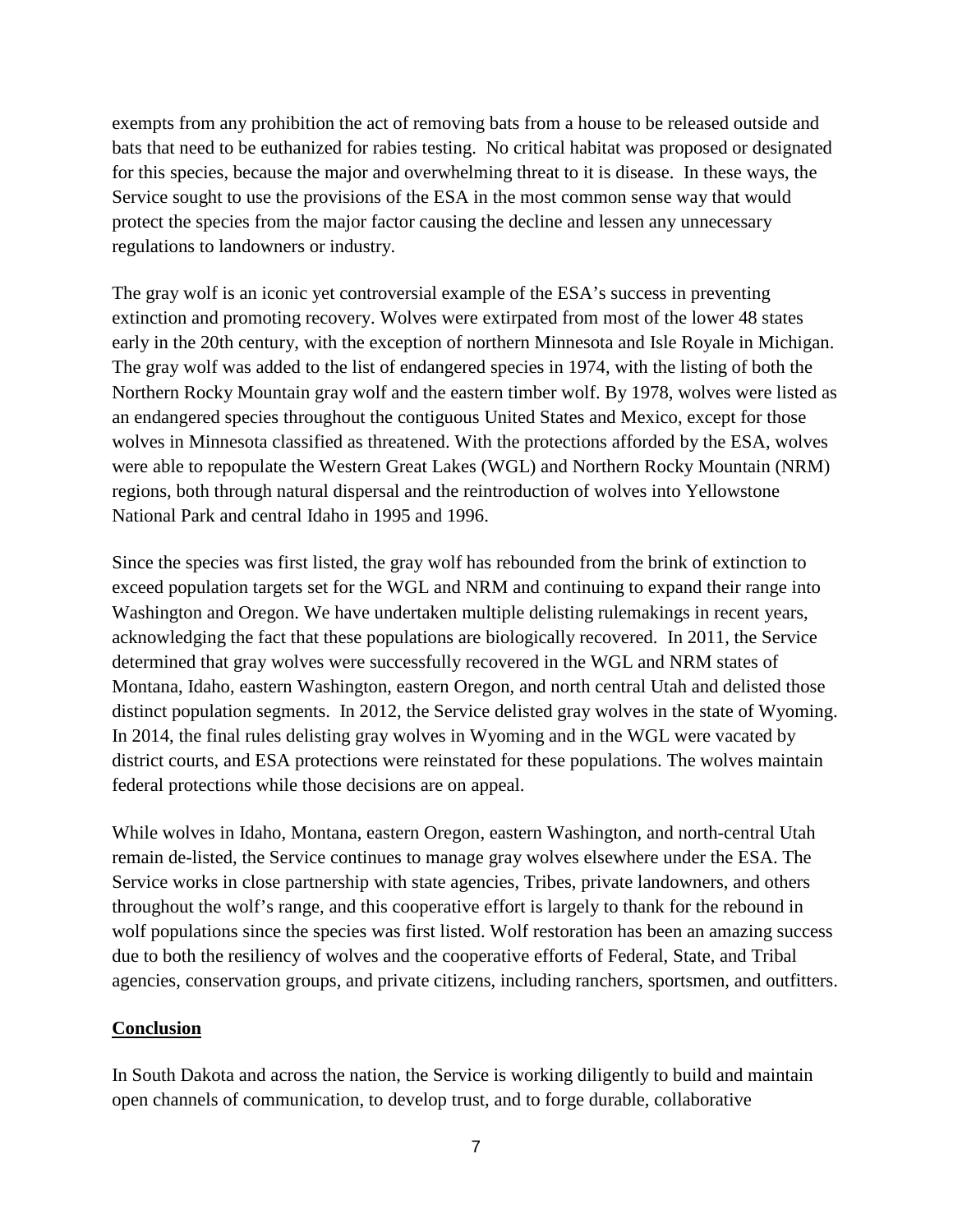exempts from any prohibition the act of removing bats from a house to be released outside and bats that need to be euthanized for rabies testing. No critical habitat was proposed or designated for this species, because the major and overwhelming threat to it is disease. In these ways, the Service sought to use the provisions of the ESA in the most common sense way that would protect the species from the major factor causing the decline and lessen any unnecessary regulations to landowners or industry.

The gray wolf is an iconic yet controversial example of the ESA's success in preventing extinction and promoting recovery. Wolves were extirpated from most of the lower 48 states early in the 20th century, with the exception of northern Minnesota and Isle Royale in Michigan. The gray wolf was added to the list of endangered species in 1974, with the listing of both the Northern Rocky Mountain gray wolf and the eastern timber wolf. By 1978, wolves were listed as an endangered species throughout the contiguous United States and Mexico, except for those wolves in Minnesota classified as threatened. With the protections afforded by the ESA, wolves were able to repopulate the Western Great Lakes (WGL) and Northern Rocky Mountain (NRM) regions, both through natural dispersal and the reintroduction of wolves into Yellowstone National Park and central Idaho in 1995 and 1996.

Since the species was first listed, the gray wolf has rebounded from the brink of extinction to exceed population targets set for the WGL and NRM and continuing to expand their range into Washington and Oregon. We have undertaken multiple delisting rulemakings in recent years, acknowledging the fact that these populations are biologically recovered. In 2011, the Service determined that gray wolves were successfully recovered in the WGL and NRM states of Montana, Idaho, eastern Washington, eastern Oregon, and north central Utah and delisted those distinct population segments. In 2012, the Service delisted gray wolves in the state of Wyoming. In 2014, the final rules delisting gray wolves in Wyoming and in the WGL were vacated by district courts, and ESA protections were reinstated for these populations. The wolves maintain federal protections while those decisions are on appeal.

While wolves in Idaho, Montana, eastern Oregon, eastern Washington, and north-central Utah remain de-listed, the Service continues to manage gray wolves elsewhere under the ESA. The Service works in close partnership with state agencies, Tribes, private landowners, and others throughout the wolf's range, and this cooperative effort is largely to thank for the rebound in wolf populations since the species was first listed. Wolf restoration has been an amazing success due to both the resiliency of wolves and the cooperative efforts of Federal, State, and Tribal agencies, conservation groups, and private citizens, including ranchers, sportsmen, and outfitters.

## Conclusion

In South Dakota and across the nation, the Service is working diligently to build and maintain open channels of communication, to develop trust, and to forge durable, collaborative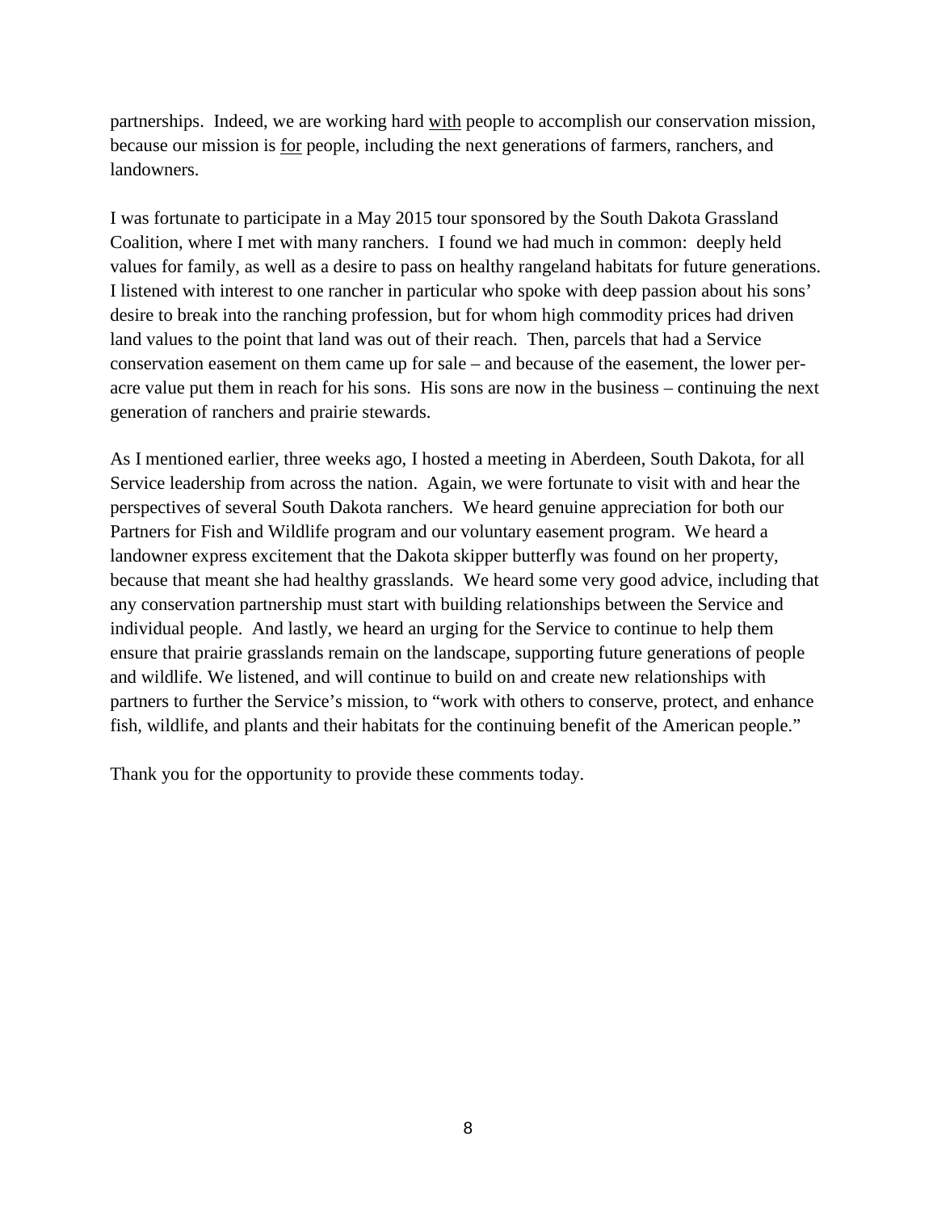partnerships. Indeed, we are working hard <u>with</u> people to accomplish our conservation mission, because our mission is <u>for</u> people, including the next generations of farmers, ranchers, and landowners.

I was fortunate to participate in a May 2015 tour sponsored by the South Dakota Grassland Coalition, where I met with many ranchers. I found we had much in common: deeply held values for family, as well as a desire to pass on healthy rangeland habitats for future generations. I listened with interest to one rancher in particular who spoke with deep passion about his sons' desire to break into the ranching profession, but for whom high commodity prices had driven land values to the point that land was out of their reach. Then, parcels that had a Service conservation easement on them came up for sale – and because of the easement, the lower per-acre value put them in reach for his sons. His sons are now in the business – continuing the next generation of ranchers and prairie stewards.

As I mentioned earlier, three weeks ago, I hosted a meeting in Aberdeen, South Dakota, for all Service leadership from across the nation. Again, we were fortunate to visit with and hear the perspectives of several South Dakota ranchers. We heard genuine appreciation for both our Partners for Fish and Wildlife program and our voluntary easement program. We heard a landowner express excitement that the Dakota skipper butterfly was found on her property, because that meant she had healthy grasslands. We heard some very good advice, including that any conservation partnership must start with building relationships between the Service and individual people. And lastly, we heard an urging for the Service to continue to help them ensure that prairie grasslands remain on the landscape, supporting future generations of people and wildlife. We listened, and will continue to build on and create new relationships with partners to further the Service's mission, to "work with others to conserve, protect, and enhance fish, wildlife, and plants and their habitats for the continuing benefit of the American people."

Thank you for the opportunity to provide these comments today.